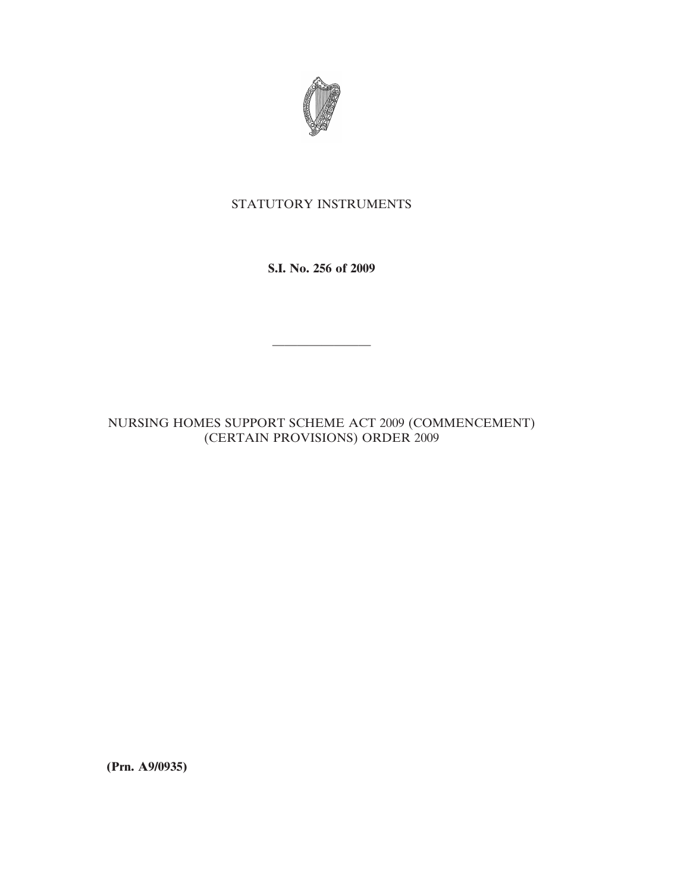STATUTORY INSTRUMENTS

**S.I. No. 256 of 2009**

---

NURSING HOMES SUPPORT SCHEME ACT 2009 (COMMENCEMENT) (CERTAIN PROVISIONS) ORDER 2009

**(Prn. A9/0935)**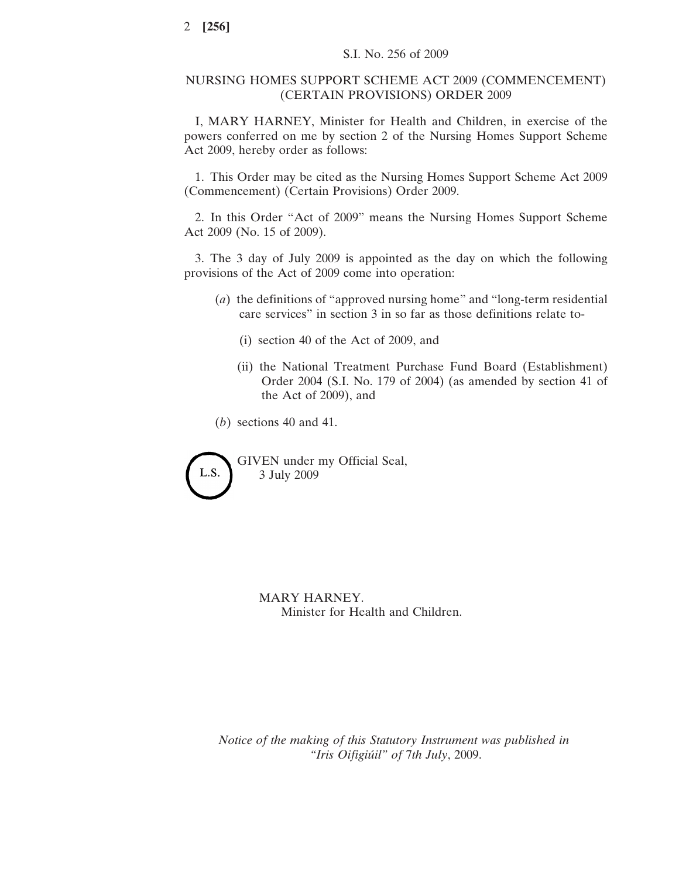S.I. No. 256 of 2009

# NURSING HOMES SUPPORT SCHEME ACT 2009 (COMMENCEMENT) (CERTAIN PROVISIONS) ORDER 2009

I, MARY HARNEY, Minister for Health and Children, in exercise of the powers conferred on me by section 2 of the Nursing Homes Support Scheme Act 2009, hereby order as follows:

1. This Order may be cited as the Nursing Homes Support Scheme Act 2009 (Commencement) (Certain Provisions) Order 2009.

2. In this Order "Act of 2009" means the Nursing Homes Support Scheme Act 2009 (No. 15 of 2009).

3. The 3 day of July 2009 is appointed as the day on which the following provisions of the Act of 2009 come into operation:

   (*a*) the definitions of "approved nursing home" and "long-term residential care services" in section 3 in so far as those definitions relate to-

   - (i) section 40 of the Act of 2009, and
   - (ii) the National Treatment Purchase Fund Board (Establishment) Order 2004 (S.I. No. 179 of 2004) (as amended by section 41 of the Act of 2009), and

   (*b*) sections 40 and 41.

L.S.

GIVEN under my Official Seal,
3 July 2009

MARY HARNEY.
Minister for Health and Children.

*Notice of the making of this Statutory Instrument was published in "Iris Oifigiúil" of* 7*th July*, 2009.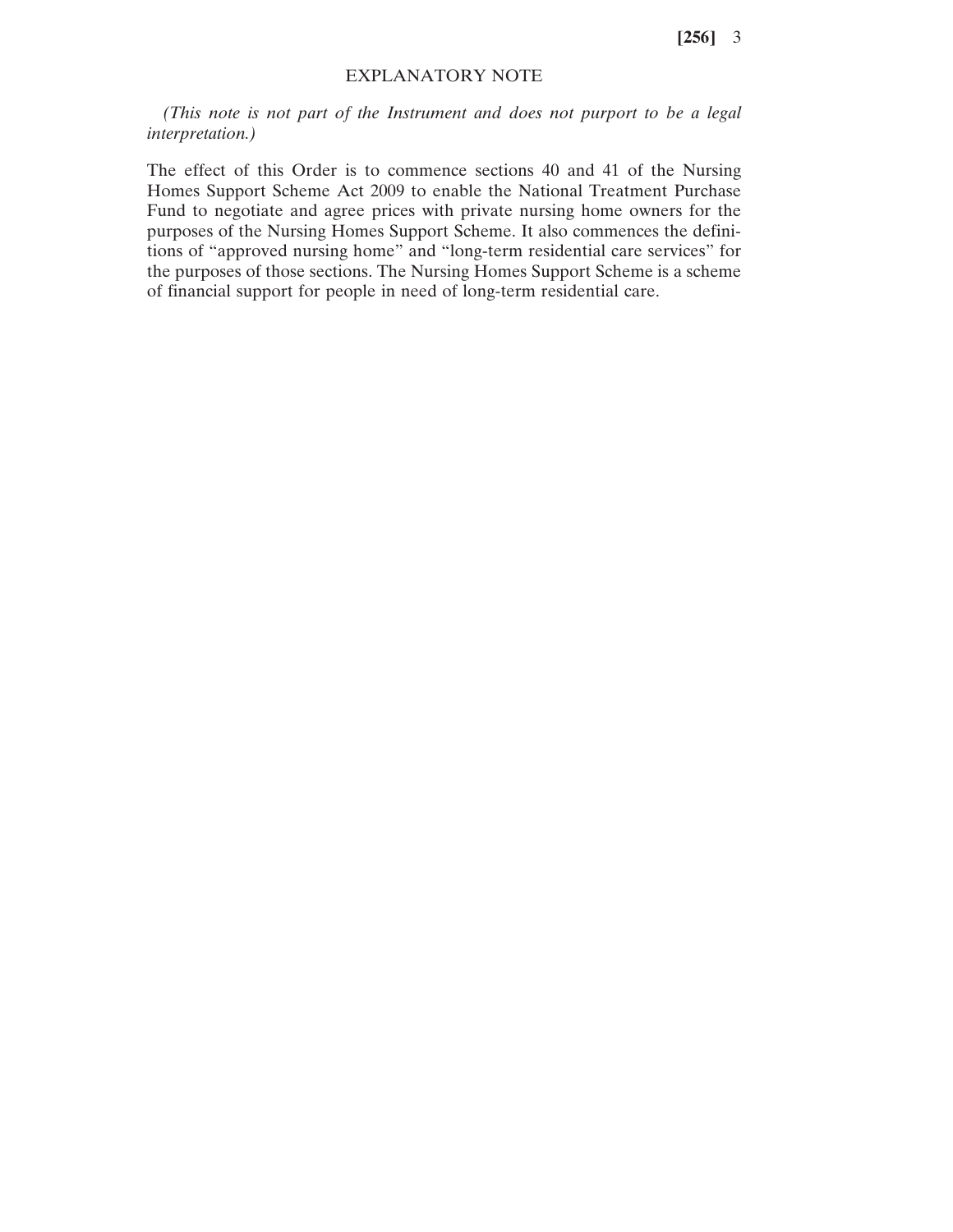## EXPLANATORY NOTE

*(This note is not part of the Instrument and does not purport to be a legal interpretation.)*

The effect of this Order is to commence sections 40 and 41 of the Nursing Homes Support Scheme Act 2009 to enable the National Treatment Purchase Fund to negotiate and agree prices with private nursing home owners for the purposes of the Nursing Homes Support Scheme. It also commences the definitions of "approved nursing home" and "long-term residential care services" for the purposes of those sections. The Nursing Homes Support Scheme is a scheme of financial support for people in need of long-term residential care.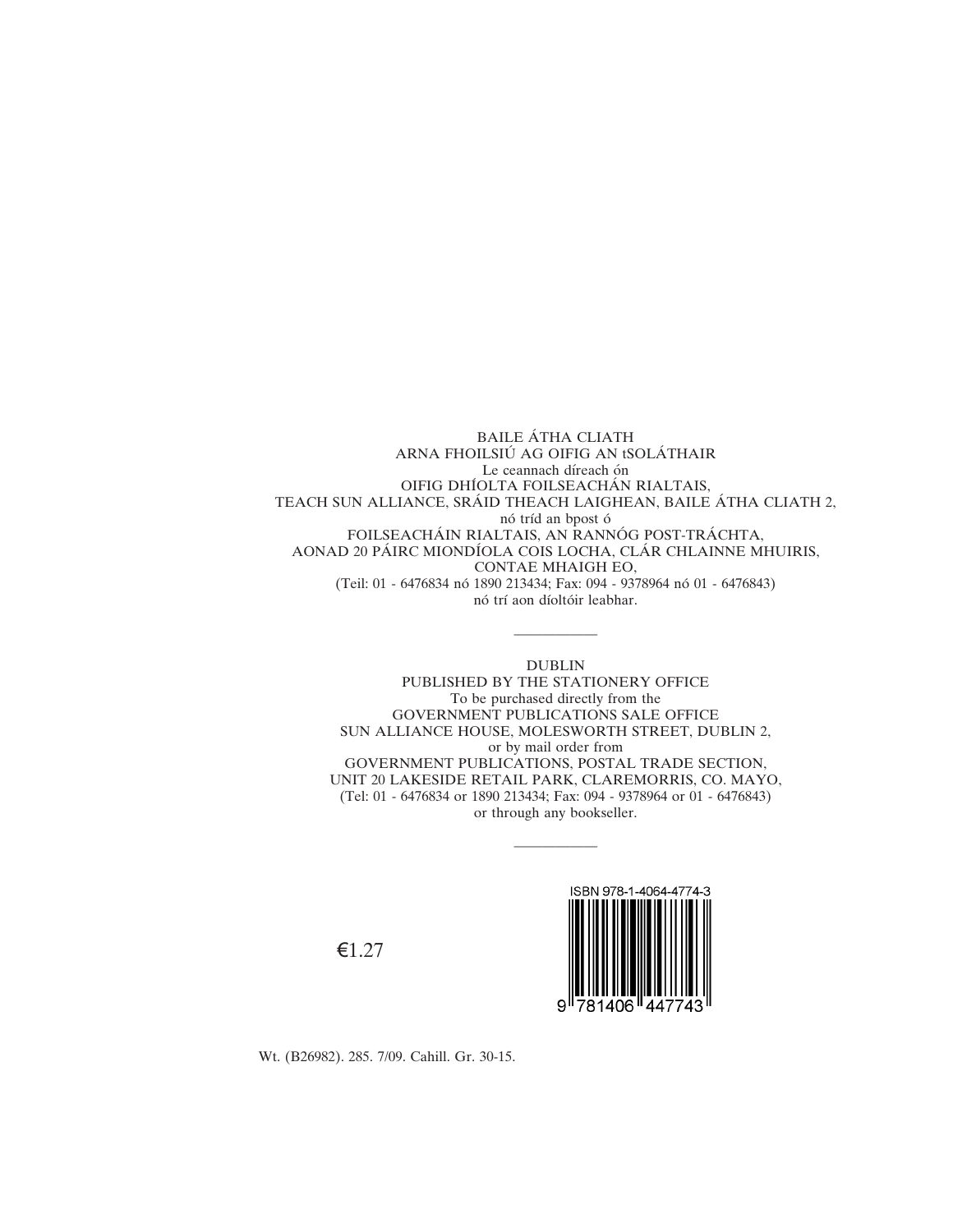BAILE ÁTHA CLIATH
ARNA FHOILSIÚ AG OIFIG AN tSOLÁTHAIR
Le ceannach díreach ón
OIFIG DHÍOLTA FOILSEACHÁN RIALTAIS,
TEACH SUN ALLIANCE, SRÁID THEACH LAIGHEAN, BAILE ÁTHA CLIATH 2,
nó tríd an bpost ó
FOILSEACHÁIN RIALTAIS, AN RANNÓG POST-TRÁCHTA,
AONAD 20 PÁIRC MIONDÍOLA COIS LOCHA, CLÁR CHLAINNE MHUIRIS,
CONTAE MHAIGH EO,
(Teil: 01 - 6476834 nó 1890 213434; Fax: 094 - 9378964 nó 01 - 6476843)
nó trí aon díoltóir leabhar.

---

DUBLIN
PUBLISHED BY THE STATIONERY OFFICE
To be purchased directly from the
GOVERNMENT PUBLICATIONS SALE OFFICE
SUN ALLIANCE HOUSE, MOLESWORTH STREET, DUBLIN 2,
or by mail order from
GOVERNMENT PUBLICATIONS, POSTAL TRADE SECTION,
UNIT 20 LAKESIDE RETAIL PARK, CLAREMORRIS, CO. MAYO,
(Tel: 01 - 6476834 or 1890 213434; Fax: 094 - 9378964 or 01 - 6476843)
or through any bookseller.

---

€1.27

ISBN 978-1-4064-4774-3

9 781406 447743

Wt. (B26982). 285. 7/09. Cahill. Gr. 30-15.